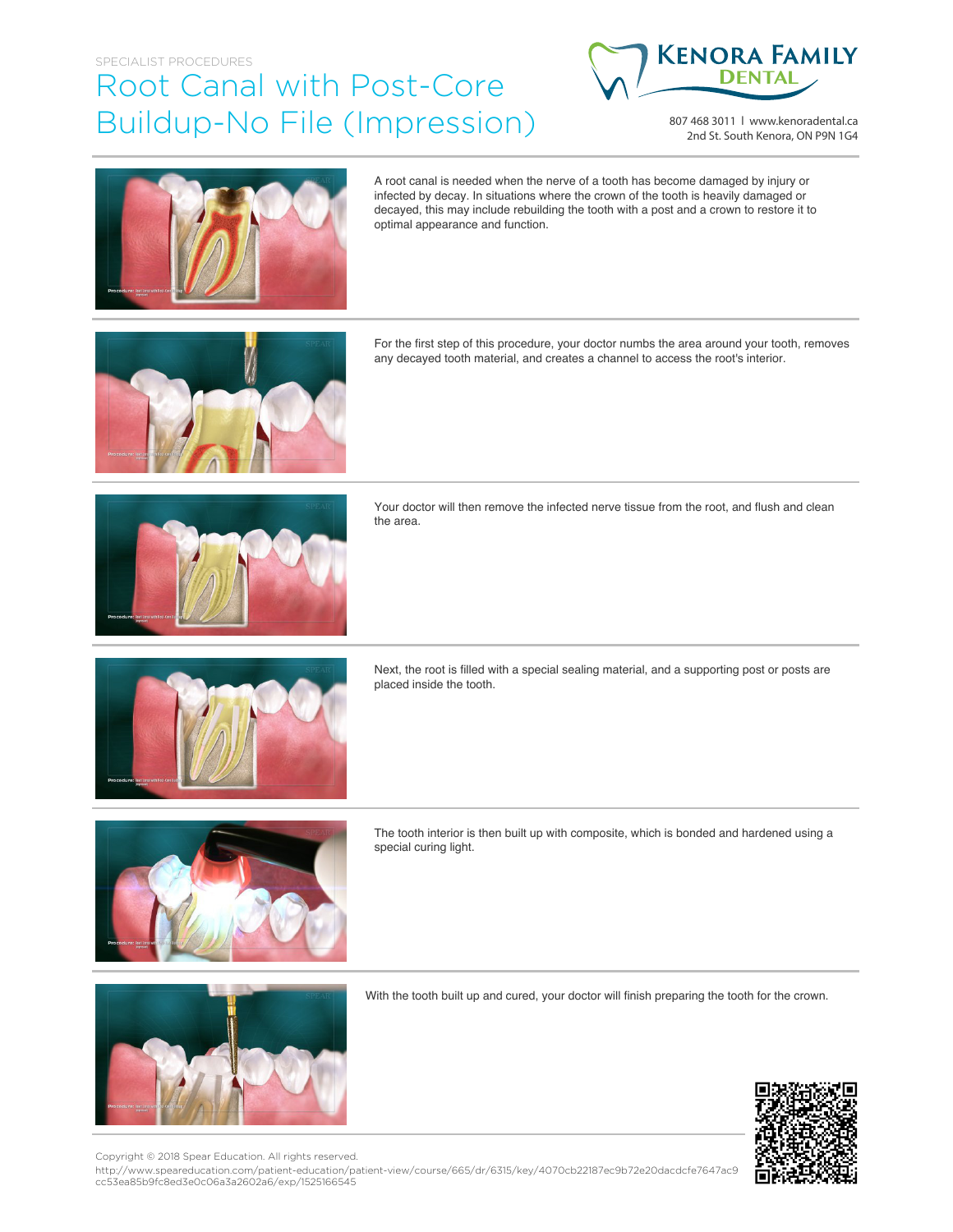SPECIALIST PROCEDURES

# Root Canal with Post-Core Buildup-No File (Impression)

KENORA FAMILY DENTAL

807 468 3011 | www.kenoradental.ca
2nd St. South Kenora, ON P9N 1G4

A root canal is needed when the nerve of a tooth has become damaged by injury or infected by decay. In situations where the crown of the tooth is heavily damaged or decayed, this may include rebuilding the tooth with a post and a crown to restore it to optimal appearance and function.

For the first step of this procedure, your doctor numbs the area around your tooth, removes any decayed tooth material, and creates a channel to access the root's interior.

Your doctor will then remove the infected nerve tissue from the root, and flush and clean the area.

Next, the root is filled with a special sealing material, and a supporting post or posts are placed inside the tooth.

The tooth interior is then built up with composite, which is bonded and hardened using a special curing light.

With the tooth built up and cured, your doctor will finish preparing the tooth for the crown.

Copyright © 2018 Spear Education. All rights reserved.
http://www.speareducation.com/patient-education/patient-view/course/665/dr/6315/key/4070cb22187ec9b72e20dacdcfe7647ac9cc53ea85b9fc8ed3e0c06a3a2602a6/exp/1525166545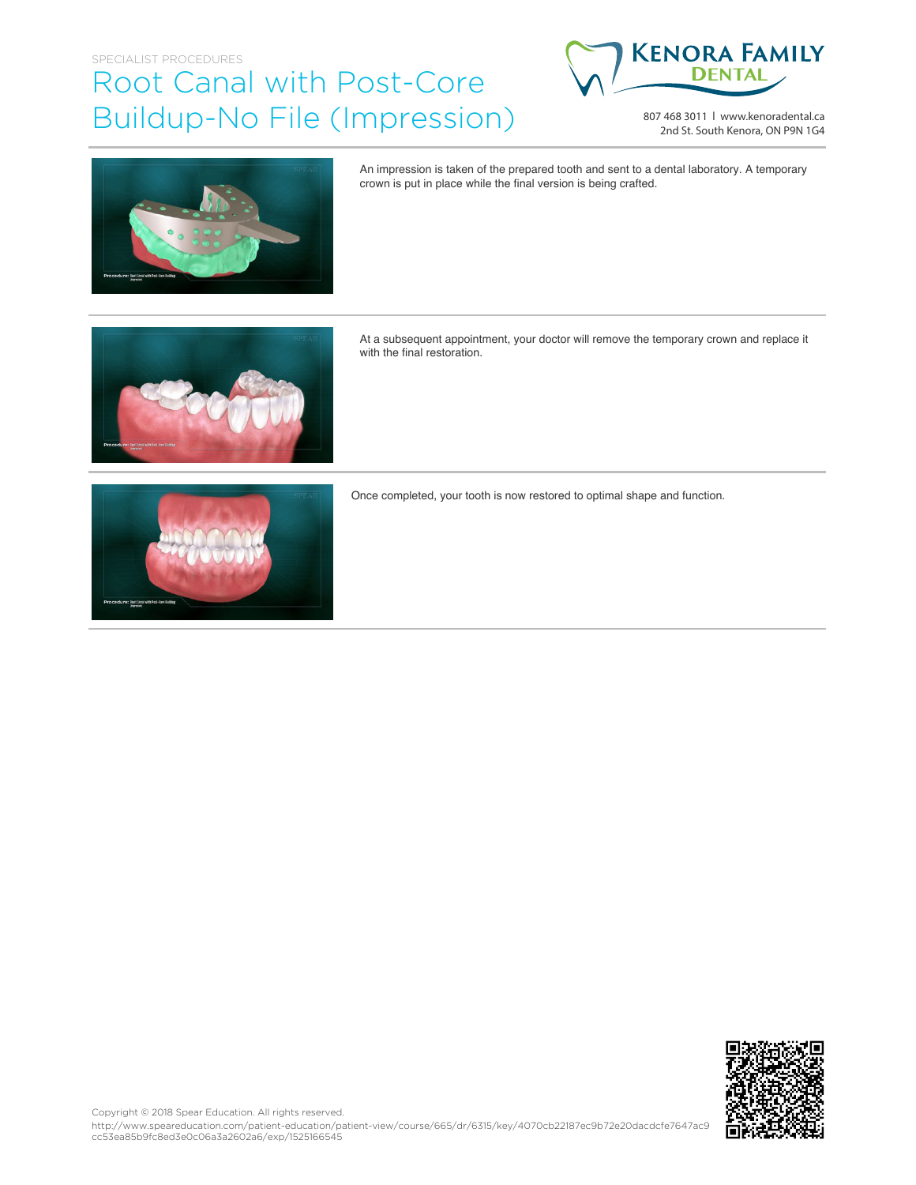SPECIALIST PROCEDURES

# Root Canal with Post-Core Buildup-No File (Impression)

807 468 3011 | www.kenoradental.ca
2nd St. South Kenora, ON P9N 1G4

An impression is taken of the prepared tooth and sent to a dental laboratory. A temporary crown is put in place while the final version is being crafted.

At a subsequent appointment, your doctor will remove the temporary crown and replace it with the final restoration.

Once completed, your tooth is now restored to optimal shape and function.

Copyright © 2018 Spear Education. All rights reserved.
http://www.speareducation.com/patient-education/patient-view/course/665/dr/6315/key/4070cb22187ec9b72e20dacdcfe7647ac9cc53ea85b9fc8ed3e0c06a3a2602a6/exp/1525166545